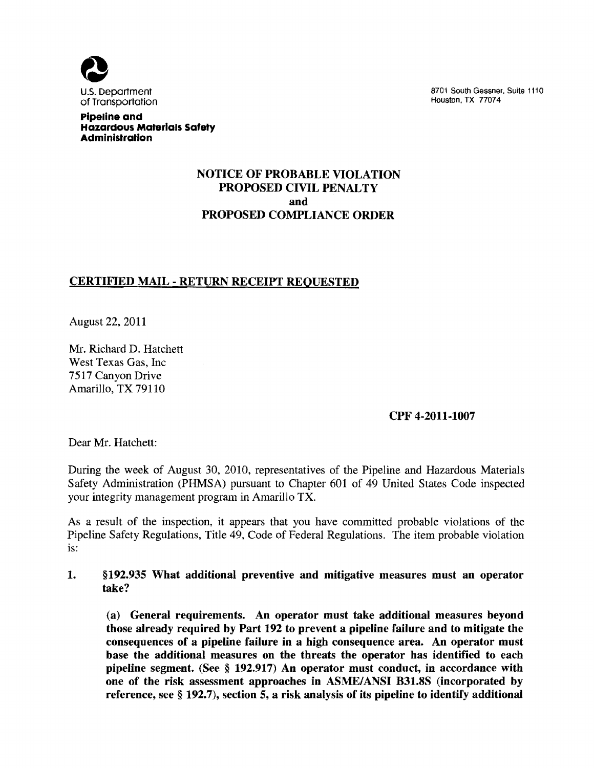U.S. Department of Transportation

**Pipeline and Hazardous Materials Safety Administration**

8701 South Gessner, Suite 1110
Houston, TX 77074

**NOTICE OF PROBABLE VIOLATION**
**PROPOSED CIVIL PENALTY**
**and**
**PROPOSED COMPLIANCE ORDER**

**CERTIFIED MAIL - RETURN RECEIPT REQUESTED**

August 22, 2011

Mr. Richard D. Hatchett
West Texas Gas, Inc
7517 Canyon Drive
Amarillo, TX 79110

**CPF 4-2011-1007**

Dear Mr. Hatchett:

During the week of August 30, 2010, representatives of the Pipeline and Hazardous Materials Safety Administration (PHMSA) pursuant to Chapter 601 of 49 United States Code inspected your integrity management program in Amarillo TX.

As a result of the inspection, it appears that you have committed probable violations of the Pipeline Safety Regulations, Title 49, Code of Federal Regulations. The item probable violation is:

1. **§192.935 What additional preventive and mitigative measures must an operator take?**

   **(a) General requirements. An operator must take additional measures beyond those already required by Part 192 to prevent a pipeline failure and to mitigate the consequences of a pipeline failure in a high consequence area. An operator must base the additional measures on the threats the operator has identified to each pipeline segment. (See § 192.917) An operator must conduct, in accordance with one of the risk assessment approaches in ASME/ANSI B31.8S (incorporated by reference, see § 192.7), section 5, a risk analysis of its pipeline to identify additional**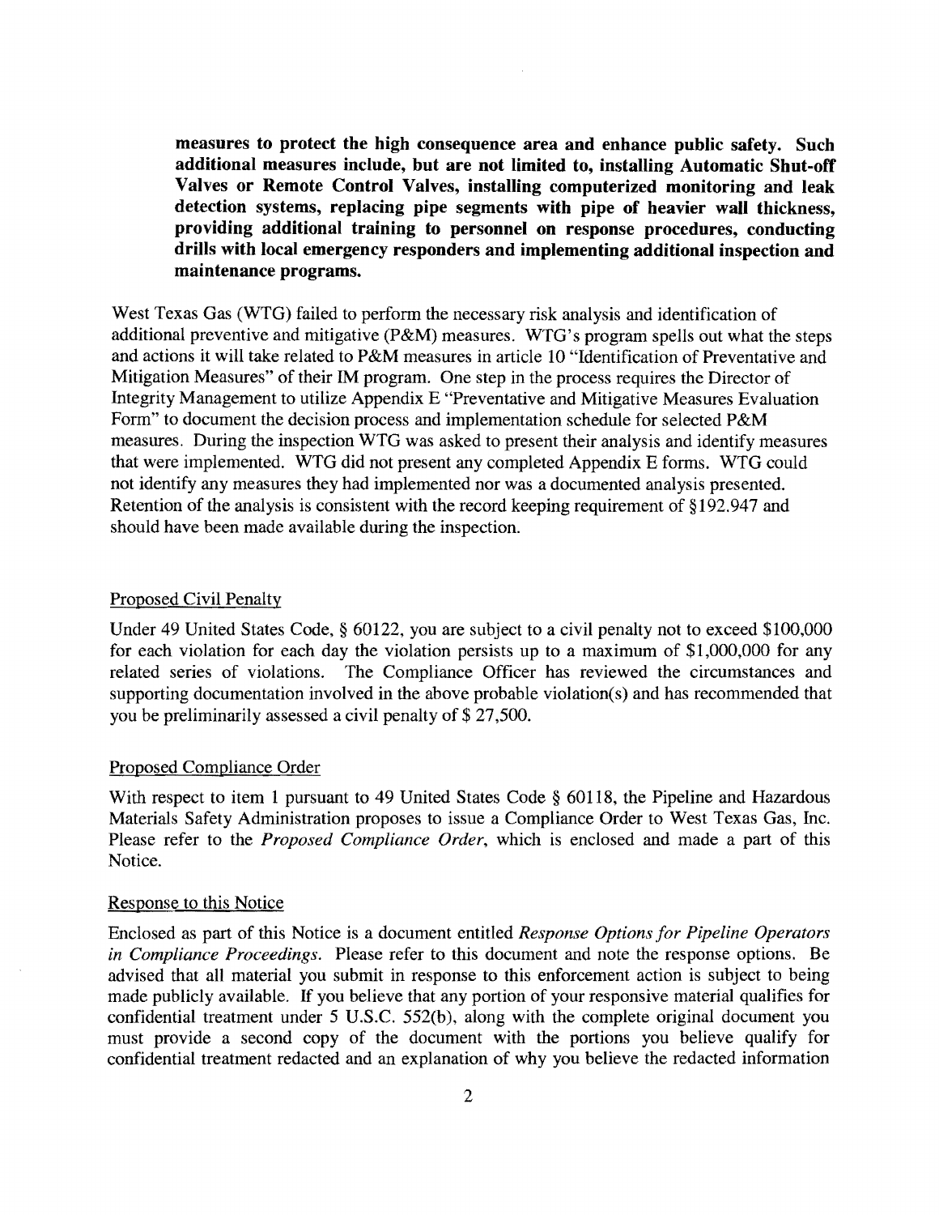**measures to protect the high consequence area and enhance public safety. Such additional measures include, but are not limited to, installing Automatic Shut-off Valves or Remote Control Valves, installing computerized monitoring and leak detection systems, replacing pipe segments with pipe of heavier wall thickness, providing additional training to personnel on response procedures, conducting drills with local emergency responders and implementing additional inspection and maintenance programs.**

West Texas Gas (WTG) failed to perform the necessary risk analysis and identification of additional preventive and mitigative (P&M) measures. WTG's program spells out what the steps and actions it will take related to P&M measures in article 10 "Identification of Preventative and Mitigation Measures" of their IM program. One step in the process requires the Director of Integrity Management to utilize Appendix E "Preventative and Mitigative Measures Evaluation Form" to document the decision process and implementation schedule for selected P&M measures. During the inspection WTG was asked to present their analysis and identify measures that were implemented. WTG did not present any completed Appendix E forms. WTG could not identify any measures they had implemented nor was a documented analysis presented. Retention of the analysis is consistent with the record keeping requirement of §192.947 and should have been made available during the inspection.

## Proposed Civil Penalty

Under 49 United States Code, § 60122, you are subject to a civil penalty not to exceed $100,000 for each violation for each day the violation persists up to a maximum of $1,000,000 for any related series of violations. The Compliance Officer has reviewed the circumstances and supporting documentation involved in the above probable violation(s) and has recommended that you be preliminarily assessed a civil penalty of $ 27,500.

## Proposed Compliance Order

With respect to item 1 pursuant to 49 United States Code § 60118, the Pipeline and Hazardous Materials Safety Administration proposes to issue a Compliance Order to West Texas Gas, Inc. Please refer to the *Proposed Compliance Order*, which is enclosed and made a part of this Notice.

## Response to this Notice

Enclosed as part of this Notice is a document entitled *Response Options for Pipeline Operators in Compliance Proceedings*. Please refer to this document and note the response options. Be advised that all material you submit in response to this enforcement action is subject to being made publicly available. If you believe that any portion of your responsive material qualifies for confidential treatment under 5 U.S.C. 552(b), along with the complete original document you must provide a second copy of the document with the portions you believe qualify for confidential treatment redacted and an explanation of why you believe the redacted information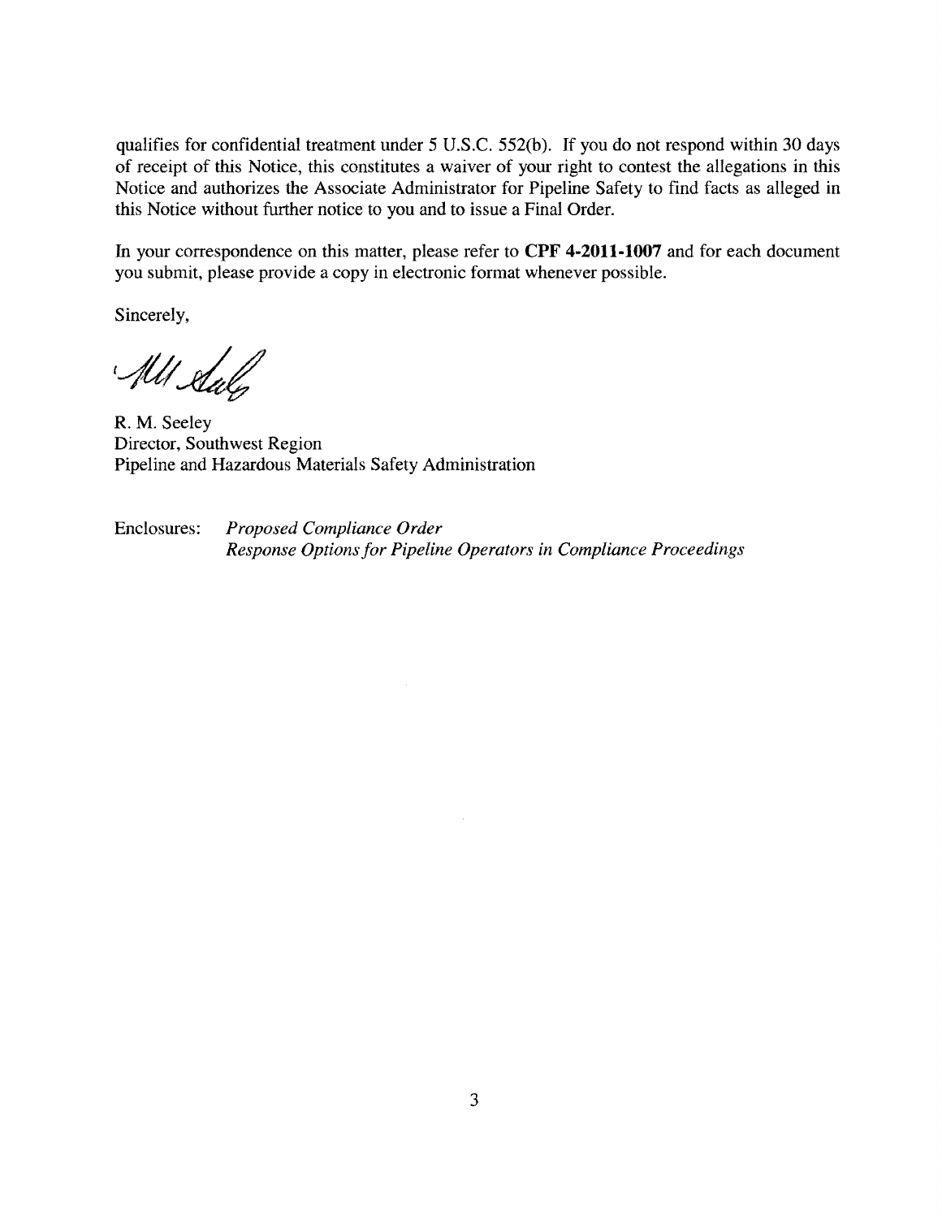qualifies for confidential treatment under 5 U.S.C. 552(b). If you do not respond within 30 days of receipt of this Notice, this constitutes a waiver of your right to contest the allegations in this Notice and authorizes the Associate Administrator for Pipeline Safety to find facts as alleged in this Notice without further notice to you and to issue a Final Order.

In your correspondence on this matter, please refer to **CPF 4-2011-1007** and for each document you submit, please provide a copy in electronic format whenever possible.

Sincerely,

R. M. Seeley
Director, Southwest Region
Pipeline and Hazardous Materials Safety Administration

Enclosures: *Proposed Compliance Order*
*Response Options for Pipeline Operators in Compliance Proceedings*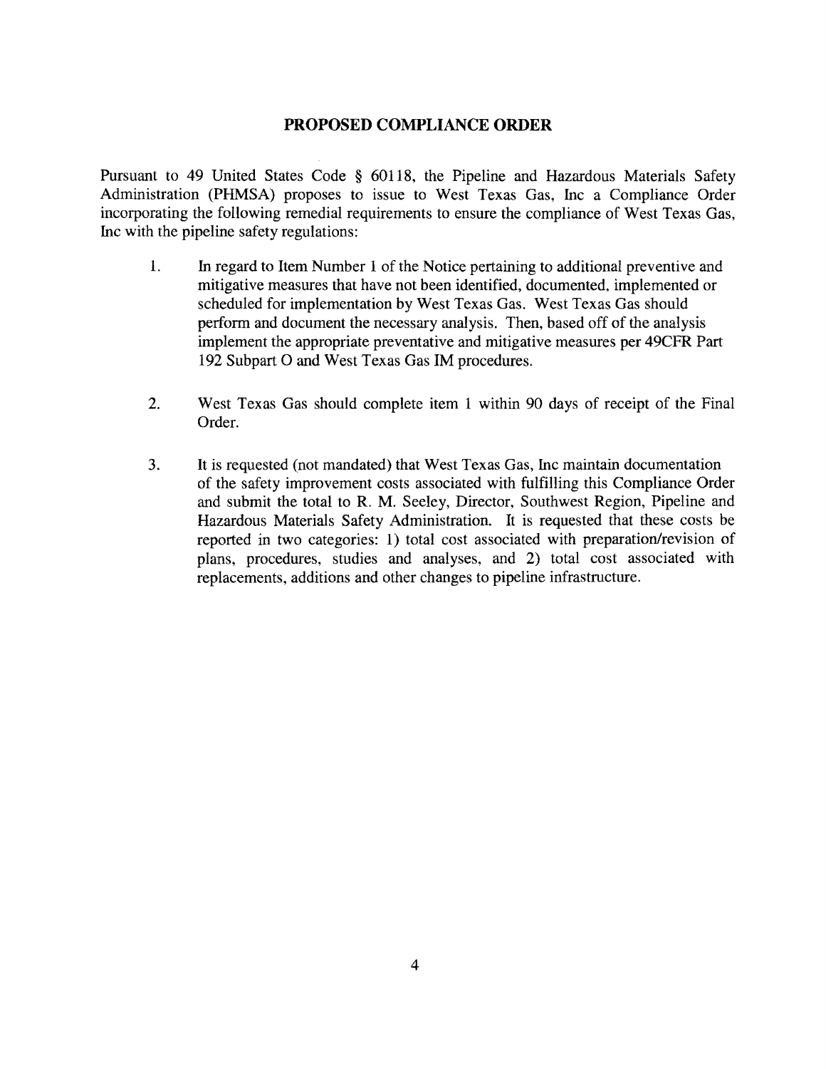## PROPOSED COMPLIANCE ORDER

Pursuant to 49 United States Code § 60118, the Pipeline and Hazardous Materials Safety Administration (PHMSA) proposes to issue to West Texas Gas, Inc a Compliance Order incorporating the following remedial requirements to ensure the compliance of West Texas Gas, Inc with the pipeline safety regulations:

1. In regard to Item Number 1 of the Notice pertaining to additional preventive and mitigative measures that have not been identified, documented, implemented or scheduled for implementation by West Texas Gas. West Texas Gas should perform and document the necessary analysis. Then, based off of the analysis implement the appropriate preventative and mitigative measures per 49CFR Part 192 Subpart O and West Texas Gas IM procedures.

2. West Texas Gas should complete item 1 within 90 days of receipt of the Final Order.

3. It is requested (not mandated) that West Texas Gas, Inc maintain documentation of the safety improvement costs associated with fulfilling this Compliance Order and submit the total to R. M. Seeley, Director, Southwest Region, Pipeline and Hazardous Materials Safety Administration. It is requested that these costs be reported in two categories: 1) total cost associated with preparation/revision of plans, procedures, studies and analyses, and 2) total cost associated with replacements, additions and other changes to pipeline infrastructure.